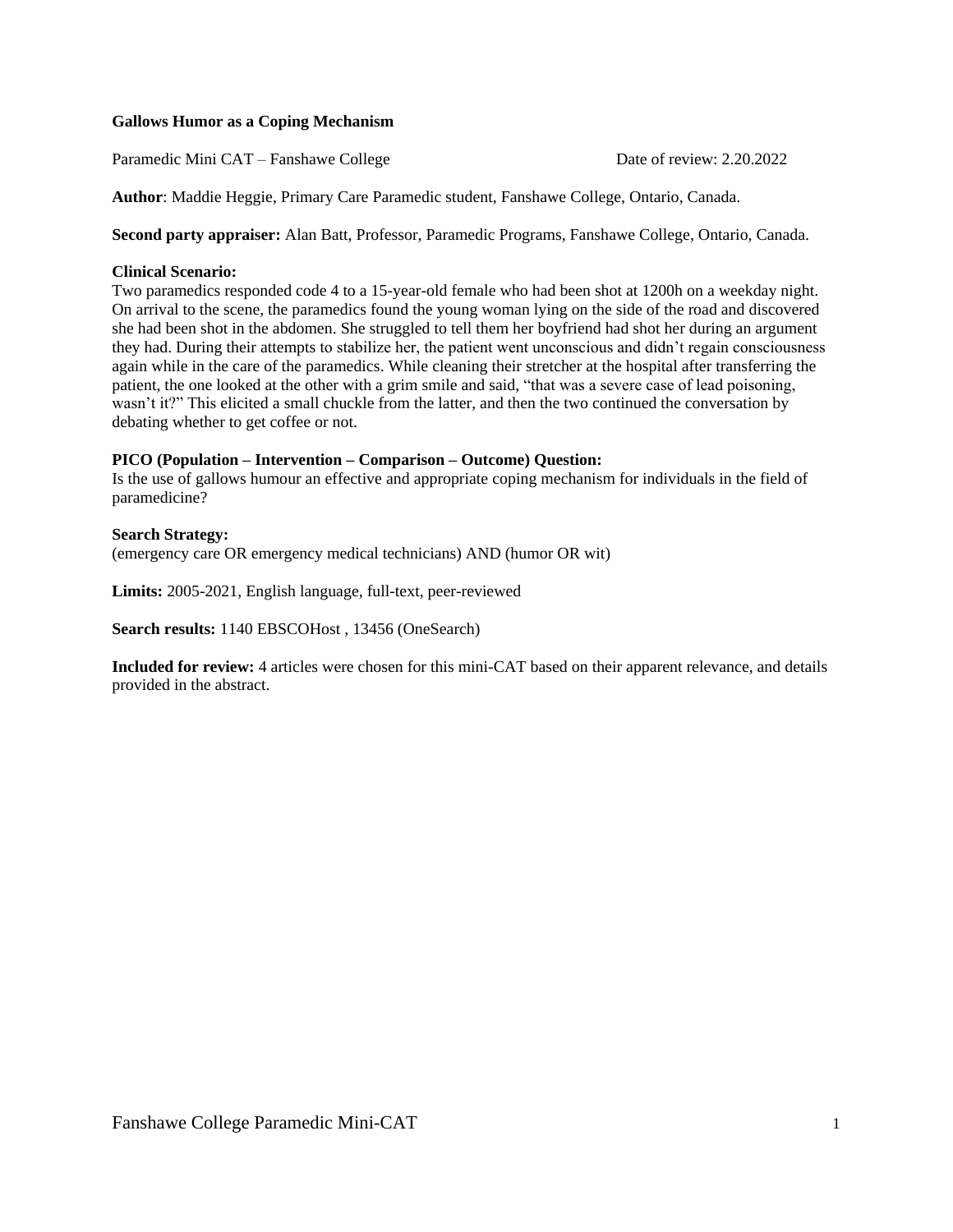**Gallows Humor as a Coping Mechanism**

Paramedic Mini CAT – Fanshawe College    Date of review: 2.20.2022

**Author**: Maddie Heggie, Primary Care Paramedic student, Fanshawe College, Ontario, Canada.

**Second party appraiser:** Alan Batt, Professor, Paramedic Programs, Fanshawe College, Ontario, Canada.

**Clinical Scenario:**
Two paramedics responded code 4 to a 15-year-old female who had been shot at 1200h on a weekday night. On arrival to the scene, the paramedics found the young woman lying on the side of the road and discovered she had been shot in the abdomen. She struggled to tell them her boyfriend had shot her during an argument they had. During their attempts to stabilize her, the patient went unconscious and didn't regain consciousness again while in the care of the paramedics. While cleaning their stretcher at the hospital after transferring the patient, the one looked at the other with a grim smile and said, "that was a severe case of lead poisoning, wasn't it?" This elicited a small chuckle from the latter, and then the two continued the conversation by debating whether to get coffee or not.

**PICO (Population – Intervention – Comparison – Outcome) Question:**
Is the use of gallows humour an effective and appropriate coping mechanism for individuals in the field of paramedicine?

**Search Strategy:**
(emergency care OR emergency medical technicians) AND (humor OR wit)

**Limits:** 2005-2021, English language, full-text, peer-reviewed

**Search results:** 1140 EBSCOHost , 13456 (OneSearch)

**Included for review:** 4 articles were chosen for this mini-CAT based on their apparent relevance, and details provided in the abstract.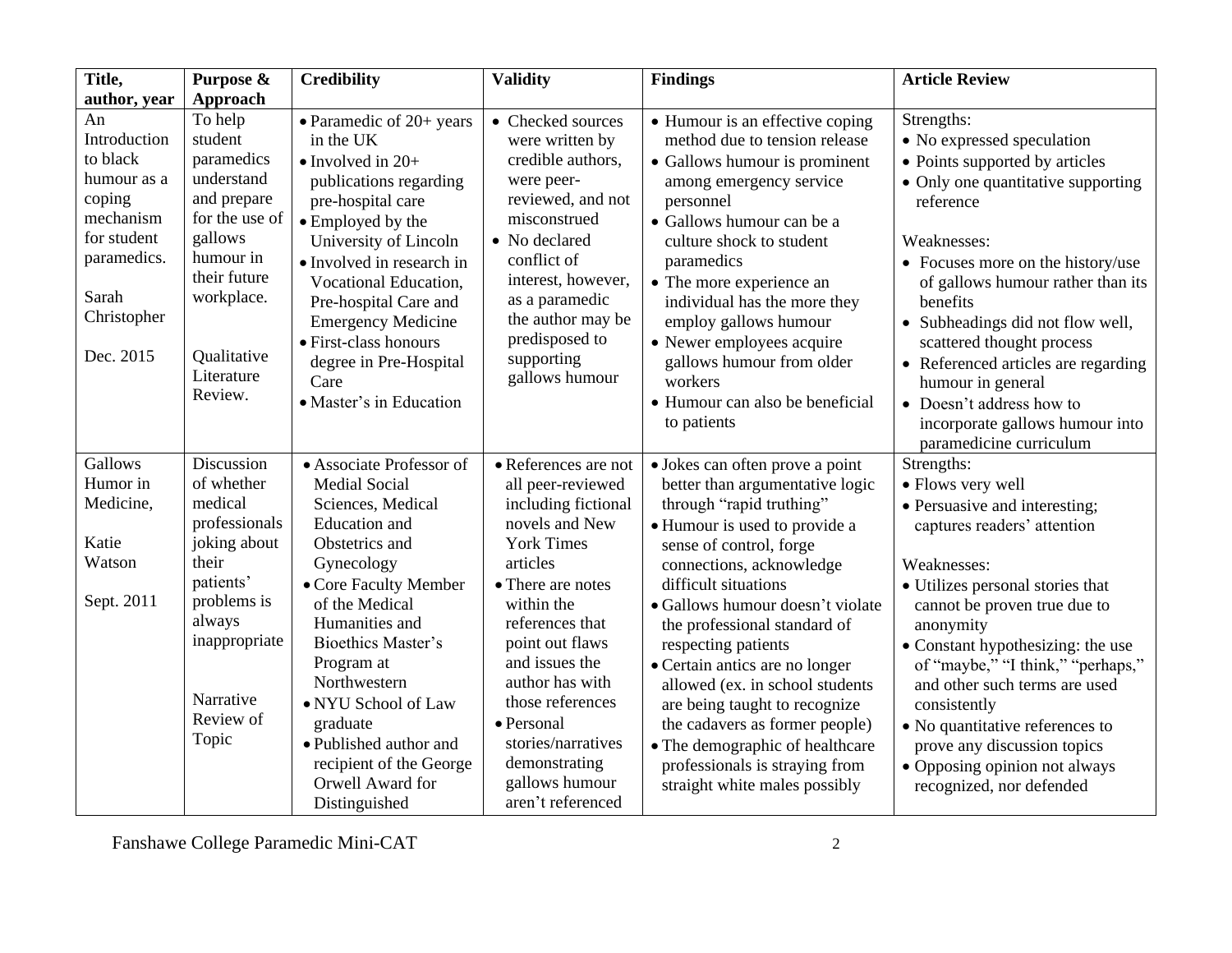| Title, author, year | Purpose & Approach | Credibility | Validity | Findings | Article Review |
|---|---|---|---|---|---|
| An Introduction to black humour as a coping mechanism for student paramedics. <br><br> Sarah Christopher <br><br> Dec. 2015 | To help student paramedics understand and prepare for the use of gallows humour in their future workplace. <br><br> Qualitative Literature Review. | • Paramedic of 20+ years in the UK <br> • Involved in 20+ publications regarding pre-hospital care <br> • Employed by the University of Lincoln <br> • Involved in research in Vocational Education, Pre-hospital Care and Emergency Medicine <br> • First-class honours degree in Pre-Hospital Care <br> • Master's in Education | • Checked sources were written by credible authors, were peer-reviewed, and not misconstrued <br> • No declared conflict of interest, however, as a paramedic the author may be predisposed to supporting gallows humour | • Humour is an effective coping method due to tension release <br> • Gallows humour is prominent among emergency service personnel <br> • Gallows humour can be a culture shock to student paramedics <br> • The more experience an individual has the more they employ gallows humour <br> • Newer employees acquire gallows humour from older workers <br> • Humour can also be beneficial to patients | Strengths: <br> • No expressed speculation <br> • Points supported by articles <br> • Only one quantitative supporting reference <br><br> Weaknesses: <br> • Focuses more on the history/use of gallows humour rather than its benefits <br> • Subheadings did not flow well, scattered thought process <br> • Referenced articles are regarding humour in general <br> • Doesn't address how to incorporate gallows humour into paramedicine curriculum |
| Gallows Humor in Medicine, <br><br> Katie Watson <br><br> Sept. 2011 | Discussion of whether medical professionals joking about their patients' problems is always inappropriate <br><br> Narrative Review of Topic | • Associate Professor of Medial Social Sciences, Medical Education and Obstetrics and Gynecology <br> • Core Faculty Member of the Medical Humanities and Bioethics Master's Program at Northwestern <br> • NYU School of Law graduate <br> • Published author and recipient of the George Orwell Award for Distinguished | • References are not all peer-reviewed including fictional novels and New York Times articles <br> • There are notes within the references that point out flaws and issues the author has with those references <br> • Personal stories/narratives demonstrating gallows humour aren't referenced | • Jokes can often prove a point better than argumentative logic through "rapid truthing" <br> • Humour is used to provide a sense of control, forge connections, acknowledge difficult situations <br> • Gallows humour doesn't violate the professional standard of respecting patients <br> • Certain antics are no longer allowed (ex. in school students are being taught to recognize the cadavers as former people) <br> • The demographic of healthcare professionals is straying from straight white males possibly | Strengths: <br> • Flows very well <br> • Persuasive and interesting; captures readers' attention <br><br> Weaknesses: <br> • Utilizes personal stories that cannot be proven true due to anonymity <br> • Constant hypothesizing: the use of "maybe," "I think," "perhaps," and other such terms are used consistently <br> • No quantitative references to prove any discussion topics <br> • Opposing opinion not always recognized, nor defended |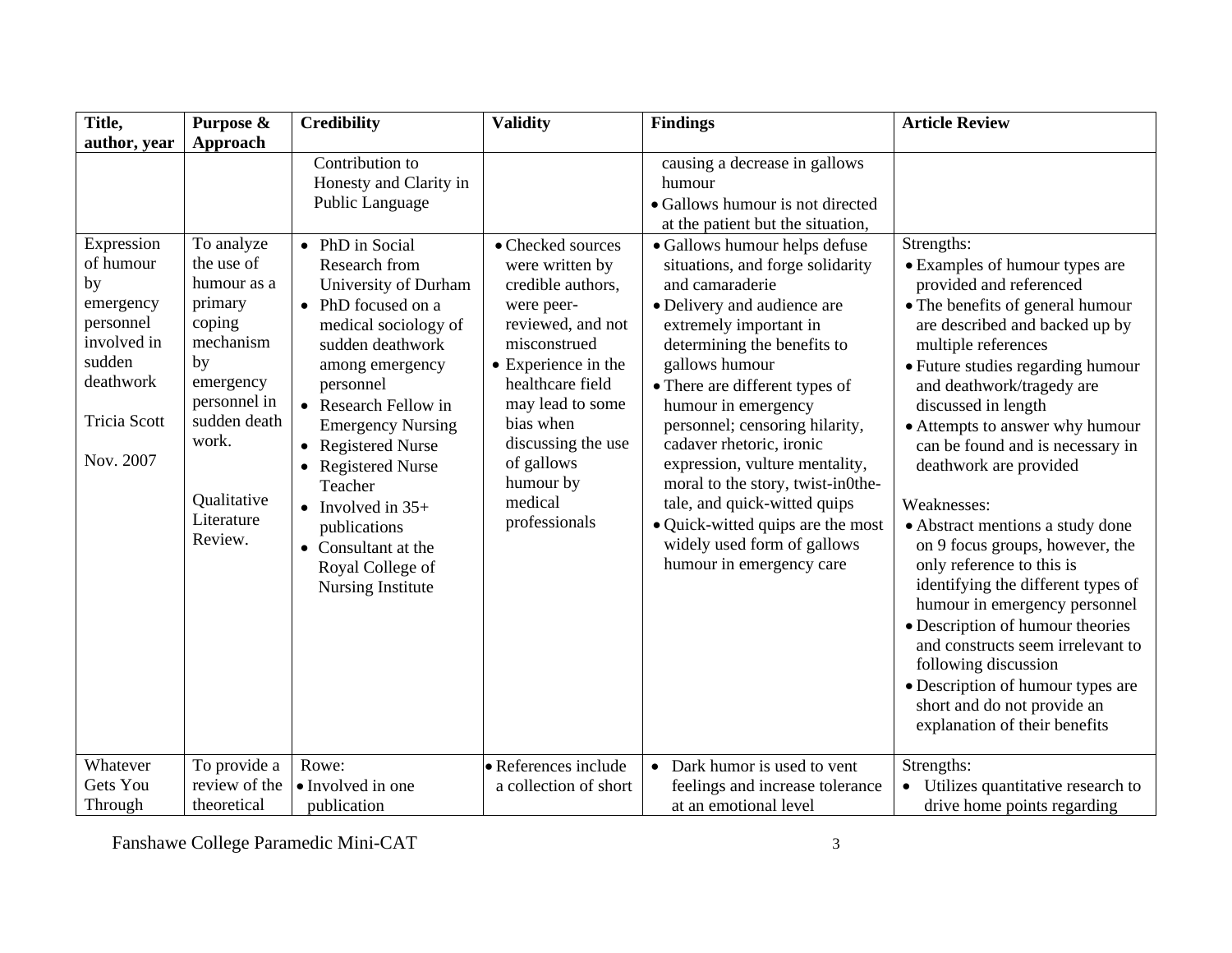| Title, author, year | Purpose & Approach | Credibility | Validity | Findings | Article Review |
|---|---|---|---|---|---|
| | | Contribution to Honesty and Clarity in Public Language | | causing a decrease in gallows humour<br>• Gallows humour is not directed at the patient but the situation, | |
| Expression of humour by emergency personnel involved in sudden deathwork<br><br>Tricia Scott<br><br>Nov. 2007 | To analyze the use of humour as a primary coping mechanism by emergency personnel in sudden death work.<br><br>Qualitative Literature Review. | • PhD in Social Research from University of Durham<br>• PhD focused on a medical sociology of sudden deathwork among emergency personnel<br>• Research Fellow in Emergency Nursing<br>• Registered Nurse<br>• Registered Nurse Teacher<br>• Involved in 35+ publications<br>• Consultant at the Royal College of Nursing Institute | • Checked sources were written by credible authors, were peer-reviewed, and not misconstrued<br>• Experience in the healthcare field may lead to some bias when discussing the use of gallows humour by medical professionals | • Gallows humour helps defuse situations, and forge solidarity and camaraderie<br>• Delivery and audience are extremely important in determining the benefits to gallows humour<br>• There are different types of humour in emergency personnel; censoring hilarity, cadaver rhetoric, ironic expression, vulture mentality, moral to the story, twist-in0the-tale, and quick-witted quips<br>• Quick-witted quips are the most widely used form of gallows humour in emergency care | Strengths:<br>• Examples of humour types are provided and referenced<br>• The benefits of general humour are described and backed up by multiple references<br>• Future studies regarding humour and deathwork/tragedy are discussed in length<br>• Attempts to answer why humour can be found and is necessary in deathwork are provided<br><br>Weaknesses:<br>• Abstract mentions a study done on 9 focus groups, however, the only reference to this is identifying the different types of humour in emergency personnel<br>• Description of humour theories and constructs seem irrelevant to following discussion<br>• Description of humour types are short and do not provide an explanation of their benefits |
| Whatever Gets You Through | To provide a review of the theoretical | Rowe:<br>• Involved in one publication | • References include a collection of short | • Dark humor is used to vent feelings and increase tolerance at an emotional level | Strengths:<br>• Utilizes quantitative research to drive home points regarding |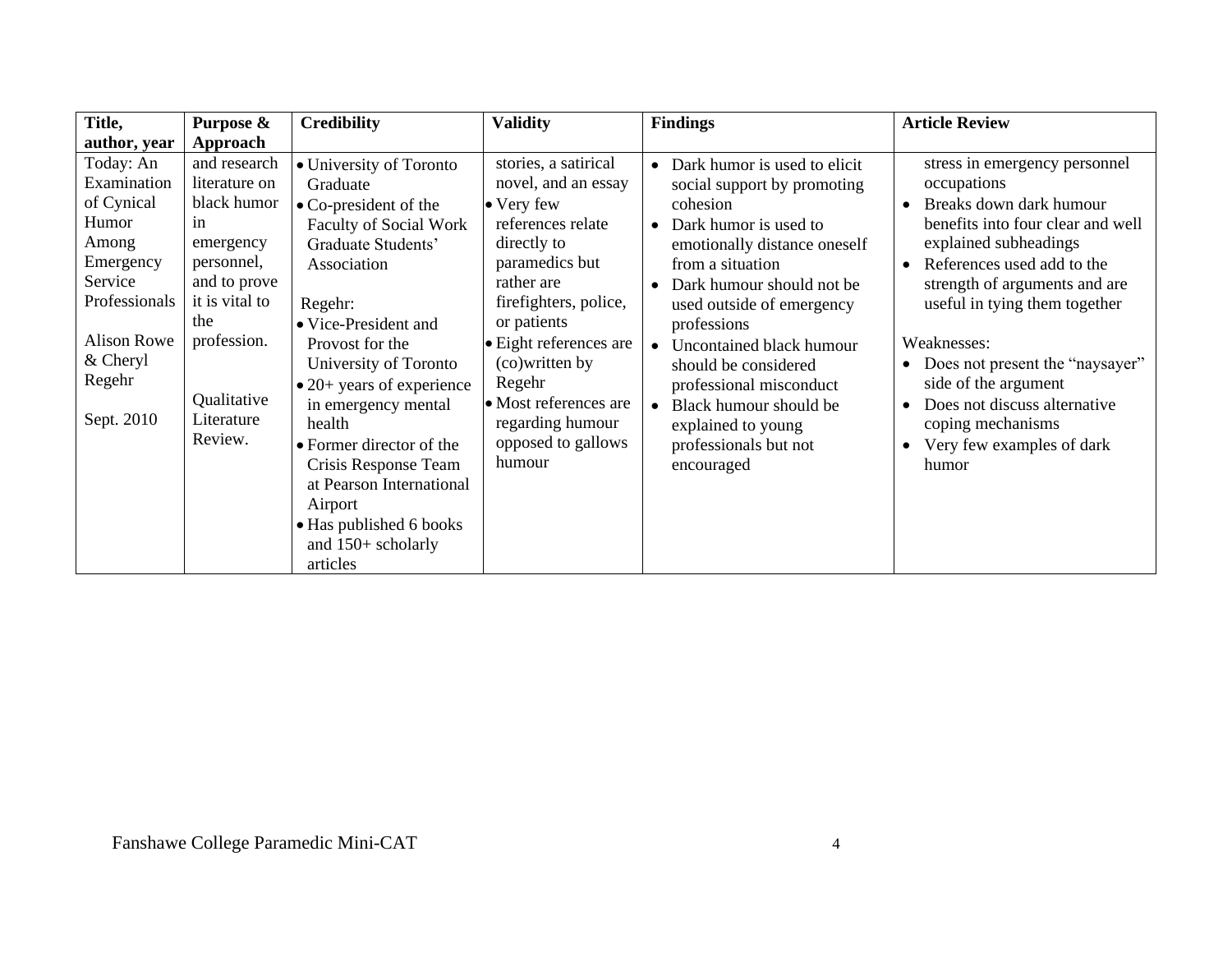| Title, author, year | Purpose & Approach | Credibility | Validity | Findings | Article Review |
|---|---|---|---|---|---|
| Today: An Examination of Cynical Humor Among Emergency Service Professionals<br><br>Alison Rowe & Cheryl Regehr<br><br>Sept. 2010 | and research literature on black humor in emergency personnel, and to prove it is vital to the profession.<br><br>Qualitative Literature Review. | • University of Toronto Graduate<br>• Co-president of the Faculty of Social Work Graduate Students' Association<br><br>Regehr:<br>• Vice-President and Provost for the University of Toronto<br>• 20+ years of experience in emergency mental health<br>• Former director of the Crisis Response Team at Pearson International Airport<br>• Has published 6 books and 150+ scholarly articles | stories, a satirical novel, and an essay<br>• Very few references relate directly to paramedics but rather are firefighters, police, or patients<br>• Eight references are (co)written by Regehr<br>• Most references are regarding humour opposed to gallows humour | • Dark humor is used to elicit social support by promoting cohesion<br>• Dark humor is used to emotionally distance oneself from a situation<br>• Dark humour should not be used outside of emergency professions<br>• Uncontained black humour should be considered professional misconduct<br>• Black humour should be explained to young professionals but not encouraged | stress in emergency personnel occupations<br>• Breaks down dark humour benefits into four clear and well explained subheadings<br>• References used add to the strength of arguments and are useful in tying them together<br><br>Weaknesses:<br>• Does not present the "naysayer" side of the argument<br>• Does not discuss alternative coping mechanisms<br>• Very few examples of dark humor |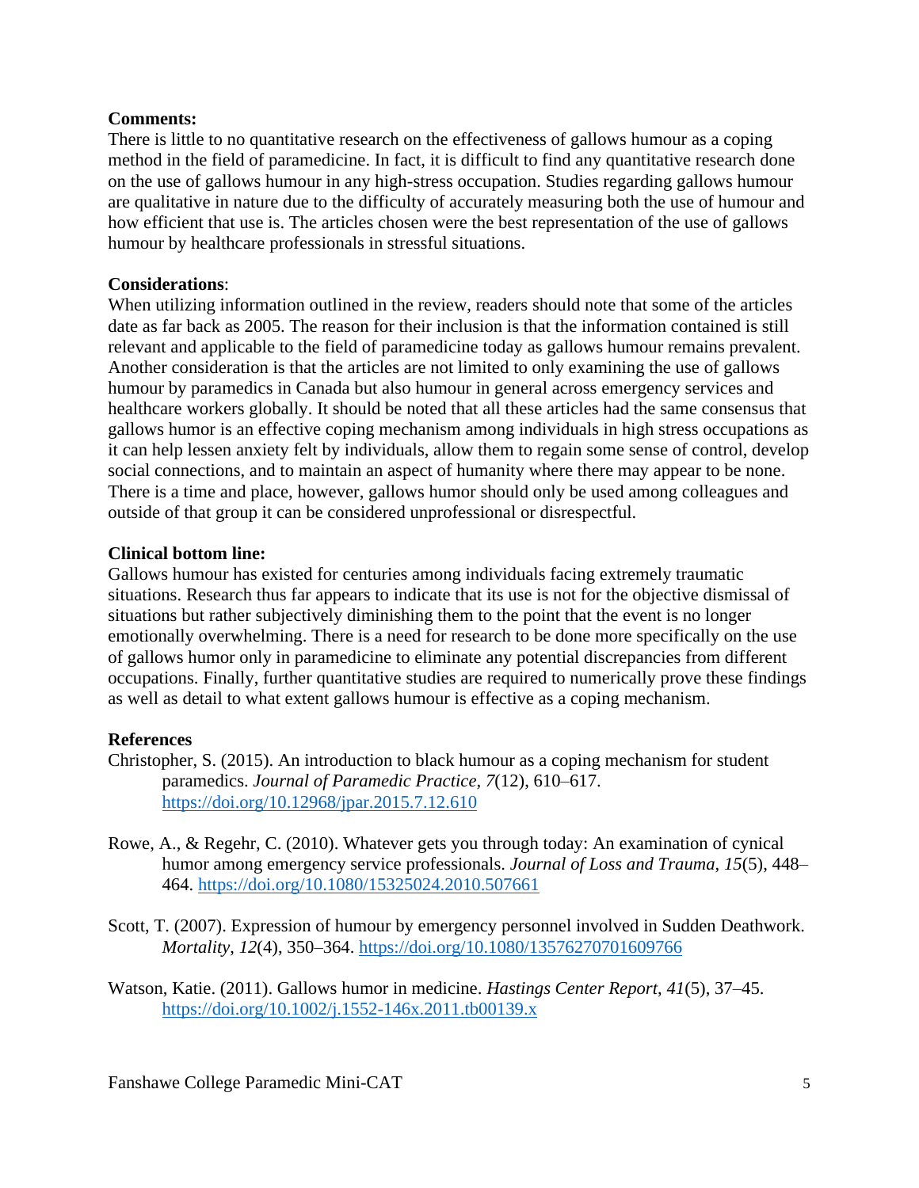**Comments:**
There is little to no quantitative research on the effectiveness of gallows humour as a coping method in the field of paramedicine. In fact, it is difficult to find any quantitative research done on the use of gallows humour in any high-stress occupation. Studies regarding gallows humour are qualitative in nature due to the difficulty of accurately measuring both the use of humour and how efficient that use is. The articles chosen were the best representation of the use of gallows humour by healthcare professionals in stressful situations.

**Considerations**:
When utilizing information outlined in the review, readers should note that some of the articles date as far back as 2005. The reason for their inclusion is that the information contained is still relevant and applicable to the field of paramedicine today as gallows humour remains prevalent. Another consideration is that the articles are not limited to only examining the use of gallows humour by paramedics in Canada but also humour in general across emergency services and healthcare workers globally. It should be noted that all these articles had the same consensus that gallows humor is an effective coping mechanism among individuals in high stress occupations as it can help lessen anxiety felt by individuals, allow them to regain some sense of control, develop social connections, and to maintain an aspect of humanity where there may appear to be none. There is a time and place, however, gallows humor should only be used among colleagues and outside of that group it can be considered unprofessional or disrespectful.

**Clinical bottom line:**
Gallows humour has existed for centuries among individuals facing extremely traumatic situations. Research thus far appears to indicate that its use is not for the objective dismissal of situations but rather subjectively diminishing them to the point that the event is no longer emotionally overwhelming. There is a need for research to be done more specifically on the use of gallows humor only in paramedicine to eliminate any potential discrepancies from different occupations. Finally, further quantitative studies are required to numerically prove these findings as well as detail to what extent gallows humour is effective as a coping mechanism.

**References**

Christopher, S. (2015). An introduction to black humour as a coping mechanism for student paramedics. *Journal of Paramedic Practice*, *7*(12), 610–617. https://doi.org/10.12968/jpar.2015.7.12.610

Rowe, A., & Regehr, C. (2010). Whatever gets you through today: An examination of cynical humor among emergency service professionals. *Journal of Loss and Trauma*, *15*(5), 448–464. https://doi.org/10.1080/15325024.2010.507661

Scott, T. (2007). Expression of humour by emergency personnel involved in Sudden Deathwork. *Mortality*, *12*(4), 350–364. https://doi.org/10.1080/13576270701609766

Watson, Katie. (2011). Gallows humor in medicine. *Hastings Center Report*, *41*(5), 37–45. https://doi.org/10.1002/j.1552-146x.2011.tb00139.x